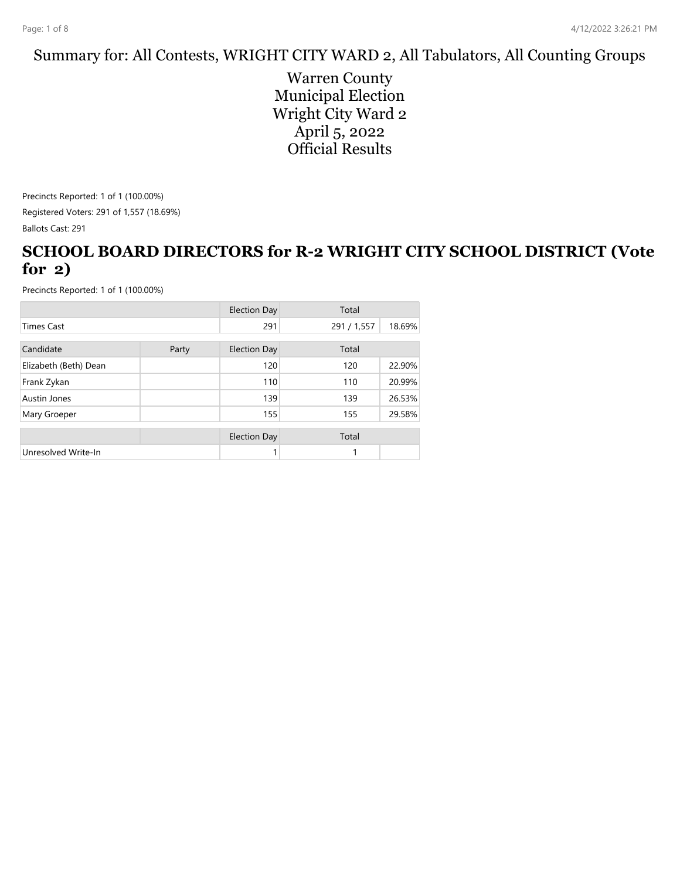Summary for: All Contests, WRIGHT CITY WARD 2, All Tabulators, All Counting Groups

# Warren County Municipal Election Wright City Ward 2 April 5, 2022 Official Results

Precincts Reported: 1 of 1 (100.00%)

Registered Voters: 291 of 1,557 (18.69%)

Ballots Cast: 291

## SCHOOL BOARD DIRECTORS for R-2 WRIGHT CITY SCHOOL DISTRICT (Vote for 2)

Precincts Reported: 1 of 1 (100.00%)

| | | Election Day | Total | |
|---|---|---|---|---|
| Times Cast | | 291 | 291 / 1,557 | 18.69% |

| Candidate | Party | Election Day | Total | |
|---|---|---|---|---|
| Elizabeth (Beth) Dean | | 120 | 120 | 22.90% |
| Frank Zykan | | 110 | 110 | 20.99% |
| Austin Jones | | 139 | 139 | 26.53% |
| Mary Groeper | | 155 | 155 | 29.58% |

| | | Election Day | Total | |
|---|---|---|---|---|
| Unresolved Write-In | | 1 | 1 | |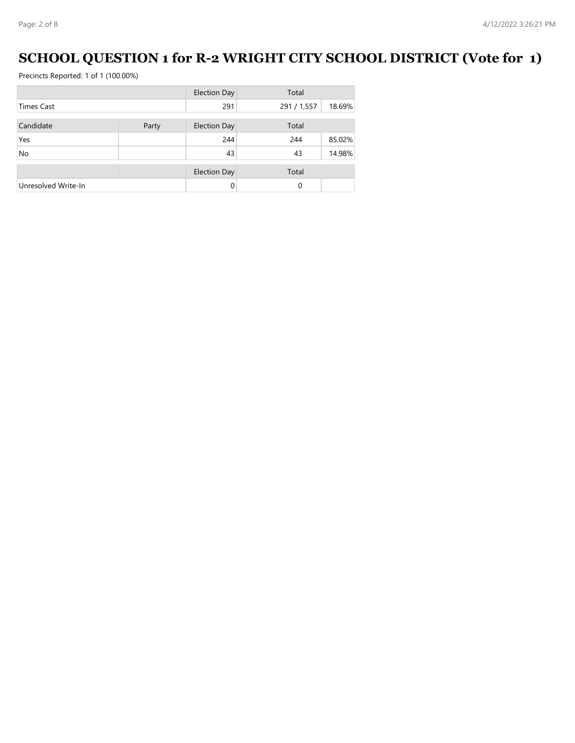# SCHOOL QUESTION 1 for R-2 WRIGHT CITY SCHOOL DISTRICT (Vote for 1)

Precincts Reported: 1 of 1 (100.00%)

| | | Election Day | Total | |
|---|---|---|---|---|
| Times Cast | | 291 | 291 / 1,557 | 18.69% |

| Candidate | Party | Election Day | Total | |
|---|---|---|---|---|
| Yes | | 244 | 244 | 85.02% |
| No | | 43 | 43 | 14.98% |

| | | Election Day | Total | |
|---|---|---|---|---|
| Unresolved Write-In | | 0 | 0 | |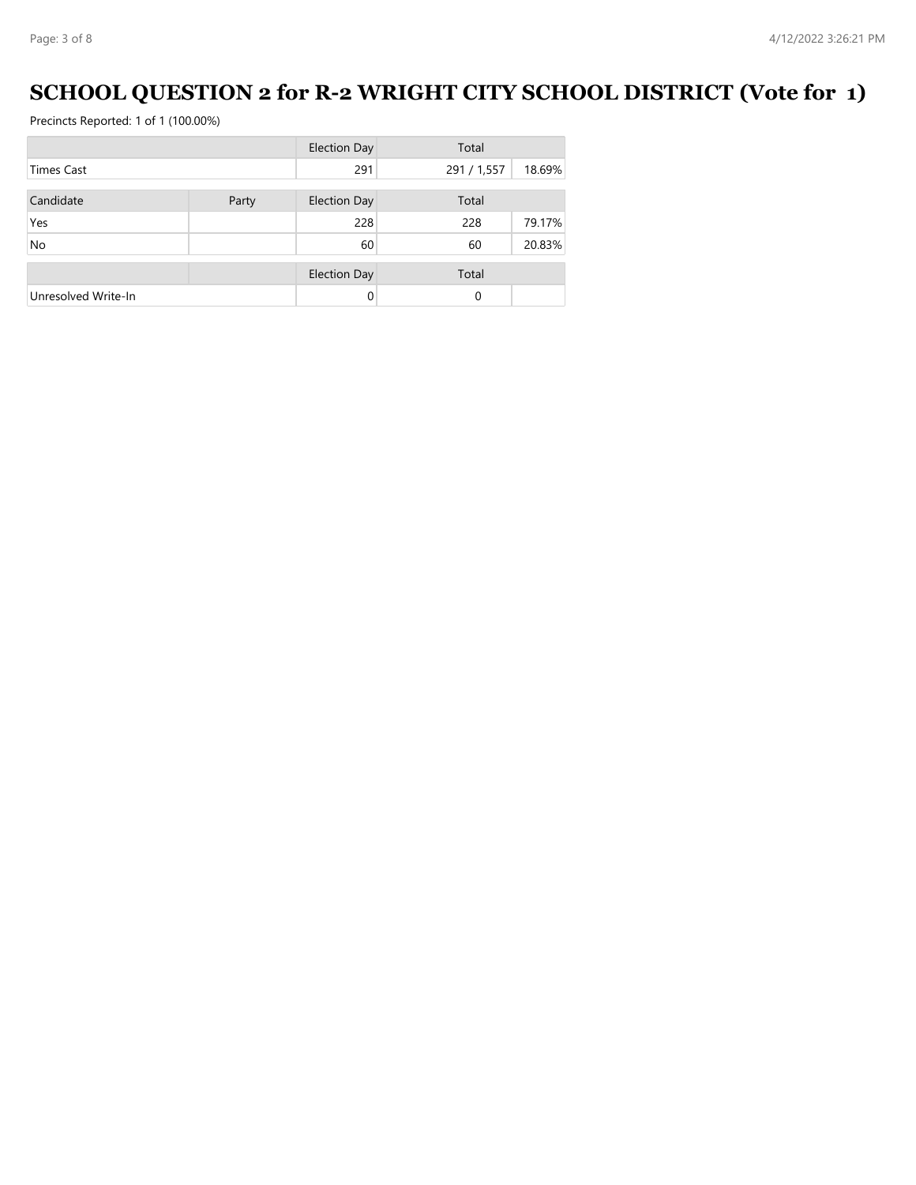# SCHOOL QUESTION 2 for R-2 WRIGHT CITY SCHOOL DISTRICT (Vote for 1)

Precincts Reported: 1 of 1 (100.00%)

| | | Election Day | Total | |
|---|---|---|---|---|
| Times Cast | | 291 | 291 / 1,557 | 18.69% |

| Candidate | Party | Election Day | Total | |
|---|---|---|---|---|
| Yes | | 228 | 228 | 79.17% |
| No | | 60 | 60 | 20.83% |

| | | Election Day | Total | |
|---|---|---|---|---|
| Unresolved Write-In | | 0 | 0 | |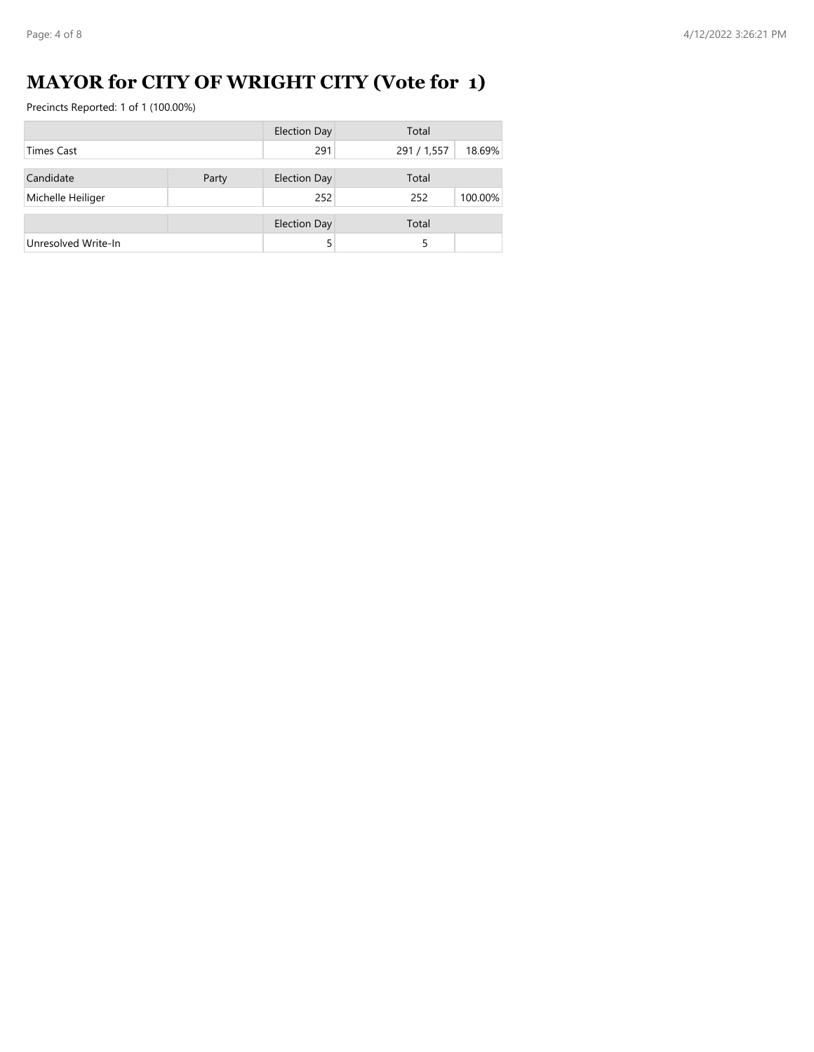# MAYOR for CITY OF WRIGHT CITY (Vote for 1)

Precincts Reported: 1 of 1 (100.00%)

| | Election Day | Total | |
|---|---|---|---|
| Times Cast | 291 | 291 / 1,557 | 18.69% |

| Candidate | Party | Election Day | Total | |
|---|---|---|---|---|
| Michelle Heiliger | | 252 | 252 | 100.00% |

| | | Election Day | Total | |
|---|---|---|---|---|
| Unresolved Write-In | | 5 | 5 | |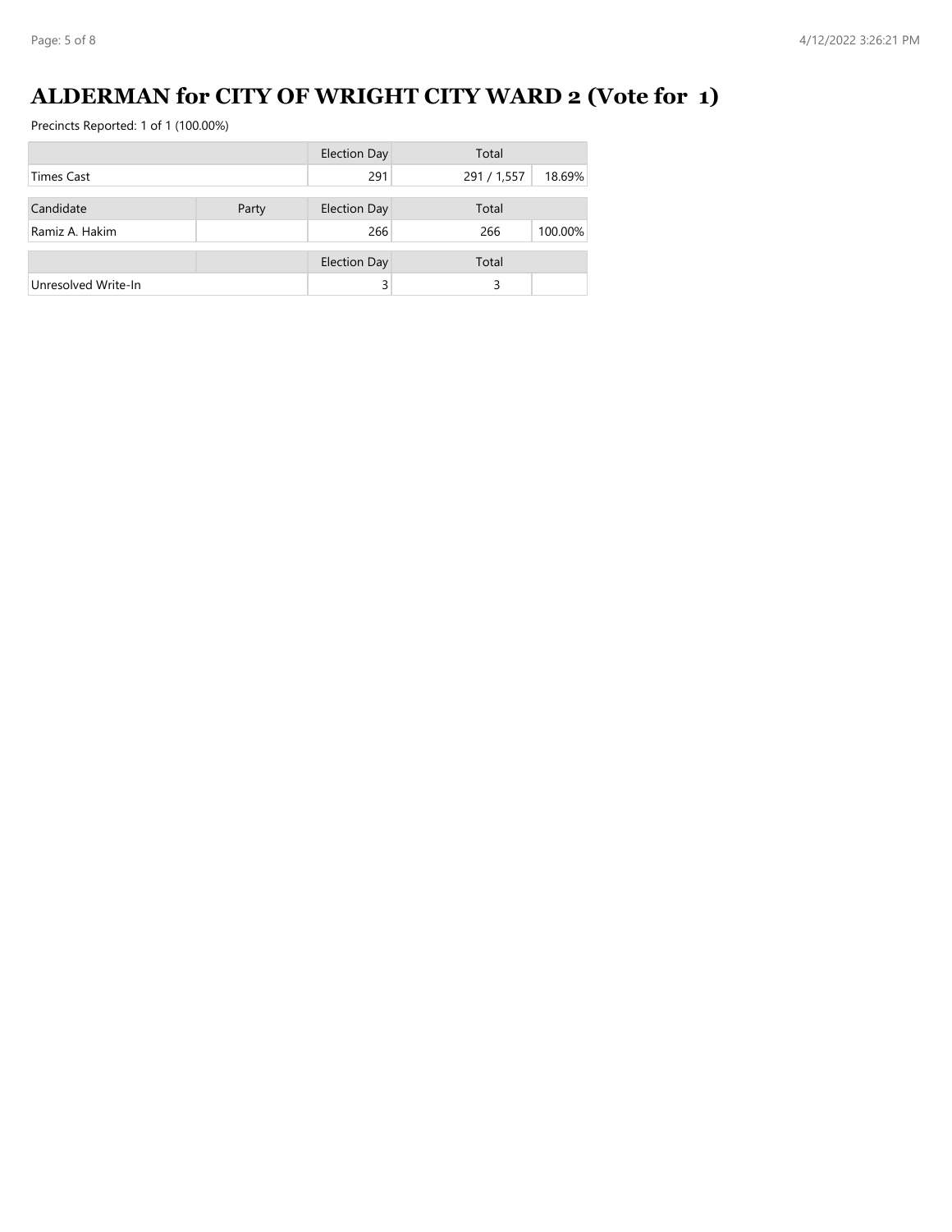# ALDERMAN for CITY OF WRIGHT CITY WARD 2 (Vote for 1)

Precincts Reported: 1 of 1 (100.00%)

| | | Election Day | Total | |
|---|---|---|---|---|
| Times Cast | | 291 | 291 / 1,557 | 18.69% |

| Candidate | Party | Election Day | Total | |
|---|---|---|---|---|
| Ramiz A. Hakim | | 266 | 266 | 100.00% |

| | | Election Day | Total | |
|---|---|---|---|---|
| Unresolved Write-In | | 3 | 3 | |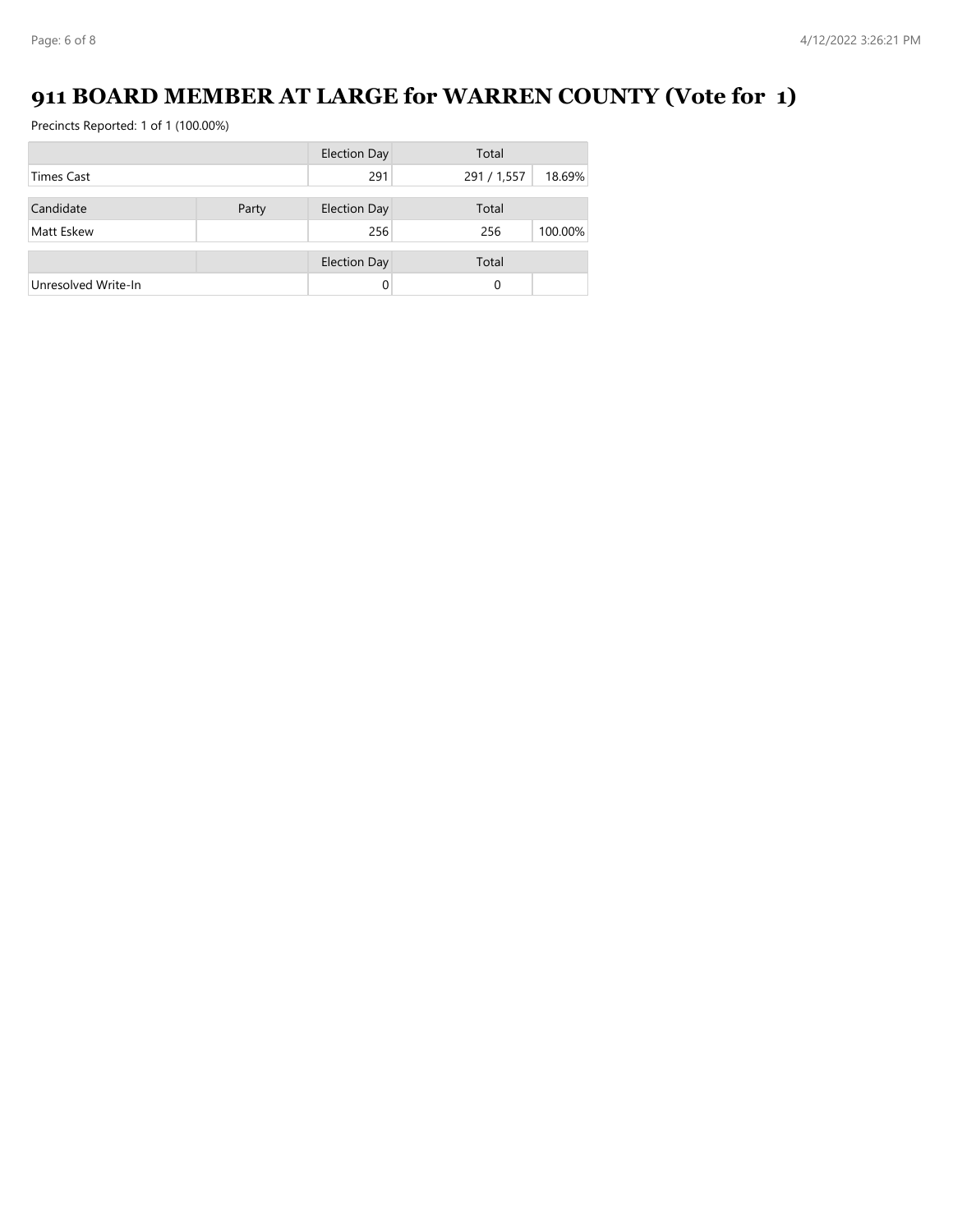# 911 BOARD MEMBER AT LARGE for WARREN COUNTY (Vote for 1)

Precincts Reported: 1 of 1 (100.00%)

| | | Election Day | Total | |
|---|---|---|---|---|
| Times Cast | | 291 | 291 / 1,557 | 18.69% |

| Candidate | Party | Election Day | Total | |
|---|---|---|---|---|
| Matt Eskew | | 256 | 256 | 100.00% |

| | | Election Day | Total | |
|---|---|---|---|---|
| Unresolved Write-In | | 0 | 0 | |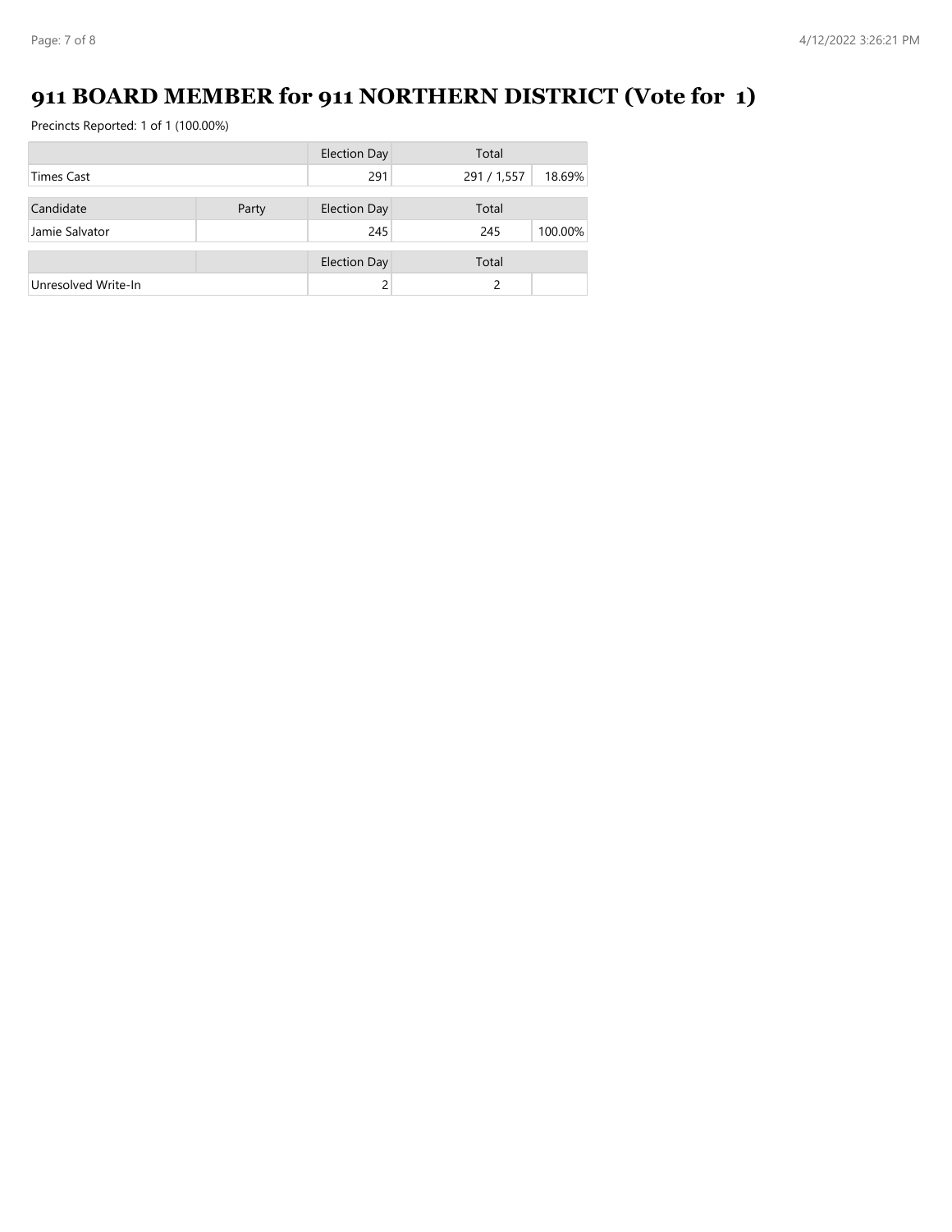# 911 BOARD MEMBER for 911 NORTHERN DISTRICT (Vote for 1)

Precincts Reported: 1 of 1 (100.00%)

| | | Election Day | Total | |
|---|---|---|---|---|
| Times Cast | | 291 | 291 / 1,557 | 18.69% |

| Candidate | Party | Election Day | Total | |
|---|---|---|---|---|
| Jamie Salvator | | 245 | 245 | 100.00% |

| | | Election Day | Total | |
|---|---|---|---|---|
| Unresolved Write-In | | 2 | 2 | |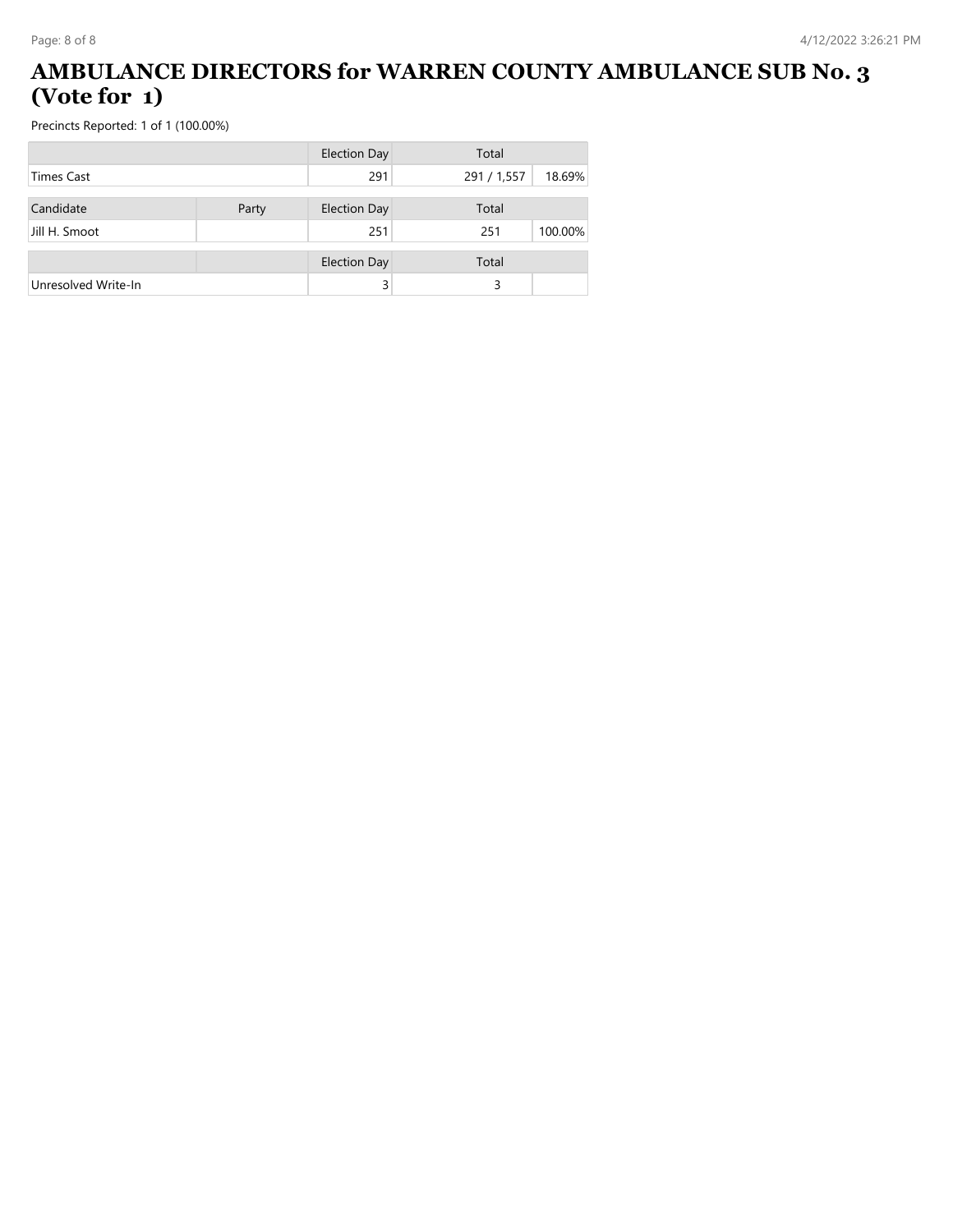# AMBULANCE DIRECTORS for WARREN COUNTY AMBULANCE SUB No. 3 (Vote for 1)

Precincts Reported: 1 of 1 (100.00%)

| | | Election Day | Total | |
|---|---|---|---|---|
| Times Cast | | 291 | 291 / 1,557 | 18.69% |
| **Candidate** | **Party** | **Election Day** | **Total** | |
| Jill H. Smoot | | 251 | 251 | 100.00% |
| | | **Election Day** | **Total** | |
| Unresolved Write-In | | 3 | 3 | |